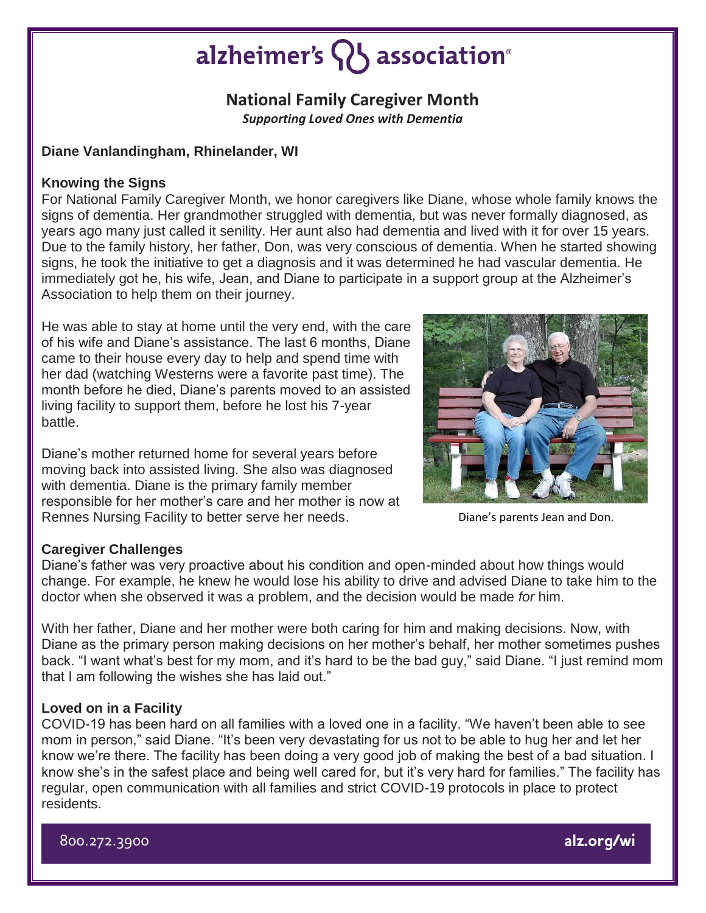# alzheimer's association

## National Family Caregiver Month

*Supporting Loved Ones with Dementia*

**Diane Vanlandingham, Rhinelander, WI**

### Knowing the Signs

For National Family Caregiver Month, we honor caregivers like Diane, whose whole family knows the signs of dementia. Her grandmother struggled with dementia, but was never formally diagnosed, as years ago many just called it senility. Her aunt also had dementia and lived with it for over 15 years. Due to the family history, her father, Don, was very conscious of dementia. When he started showing signs, he took the initiative to get a diagnosis and it was determined he had vascular dementia. He immediately got he, his wife, Jean, and Diane to participate in a support group at the Alzheimer's Association to help them on their journey.

He was able to stay at home until the very end, with the care of his wife and Diane's assistance. The last 6 months, Diane came to their house every day to help and spend time with her dad (watching Westerns were a favorite past time). The month before he died, Diane's parents moved to an assisted living facility to support them, before he lost his 7-year battle.

Diane's mother returned home for several years before moving back into assisted living. She also was diagnosed with dementia. Diane is the primary family member responsible for her mother's care and her mother is now at Rennes Nursing Facility to better serve her needs.

Diane's parents Jean and Don.

### Caregiver Challenges

Diane's father was very proactive about his condition and open-minded about how things would change. For example, he knew he would lose his ability to drive and advised Diane to take him to the doctor when she observed it was a problem, and the decision would be made *for* him.

With her father, Diane and her mother were both caring for him and making decisions. Now, with Diane as the primary person making decisions on her mother's behalf, her mother sometimes pushes back. "I want what's best for my mom, and it's hard to be the bad guy," said Diane. "I just remind mom that I am following the wishes she has laid out."

### Loved on in a Facility

COVID-19 has been hard on all families with a loved one in a facility. "We haven't been able to see mom in person," said Diane. "It's been very devastating for us not to be able to hug her and let her know we're there. The facility has been doing a very good job of making the best of a bad situation. I know she's in the safest place and being well cared for, but it's very hard for families." The facility has regular, open communication with all families and strict COVID-19 protocols in place to protect residents.

800.272.3900 alz.org/wi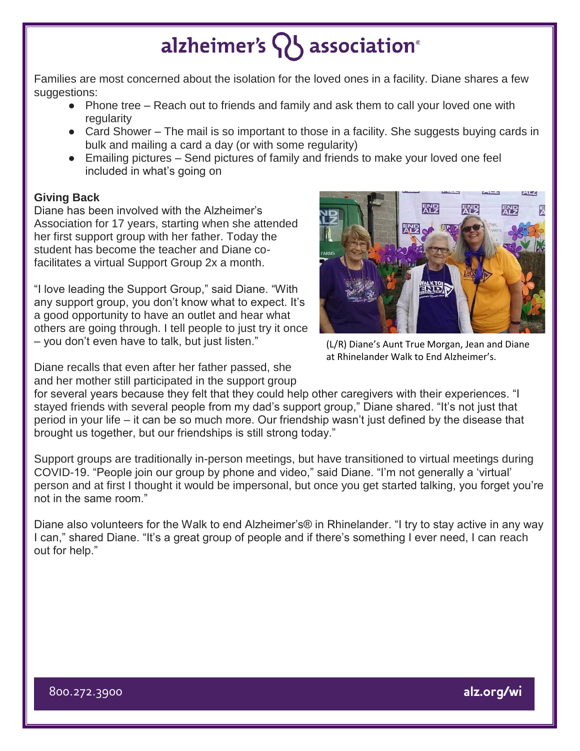Families are most concerned about the isolation for the loved ones in a facility. Diane shares a few suggestions:

- Phone tree – Reach out to friends and family and ask them to call your loved one with regularity
- Card Shower – The mail is so important to those in a facility. She suggests buying cards in bulk and mailing a card a day (or with some regularity)
- Emailing pictures – Send pictures of family and friends to make your loved one feel included in what's going on

**Giving Back**

Diane has been involved with the Alzheimer's Association for 17 years, starting when she attended her first support group with her father. Today the student has become the teacher and Diane co-facilitates a virtual Support Group 2x a month.

"I love leading the Support Group," said Diane. "With any support group, you don't know what to expect. It's a good opportunity to have an outlet and hear what others are going through. I tell people to just try it once – you don't even have to talk, but just listen."

(L/R) Diane's Aunt True Morgan, Jean and Diane at Rhinelander Walk to End Alzheimer's.

Diane recalls that even after her father passed, she and her mother still participated in the support group for several years because they felt that they could help other caregivers with their experiences. "I stayed friends with several people from my dad's support group," Diane shared. "It's not just that period in your life – it can be so much more. Our friendship wasn't just defined by the disease that brought us together, but our friendships is still strong today."

Support groups are traditionally in-person meetings, but have transitioned to virtual meetings during COVID-19. "People join our group by phone and video," said Diane. "I'm not generally a 'virtual' person and at first I thought it would be impersonal, but once you get started talking, you forget you're not in the same room."

Diane also volunteers for the Walk to end Alzheimer's® in Rhinelander. "I try to stay active in any way I can," shared Diane. "It's a great group of people and if there's something I ever need, I can reach out for help."